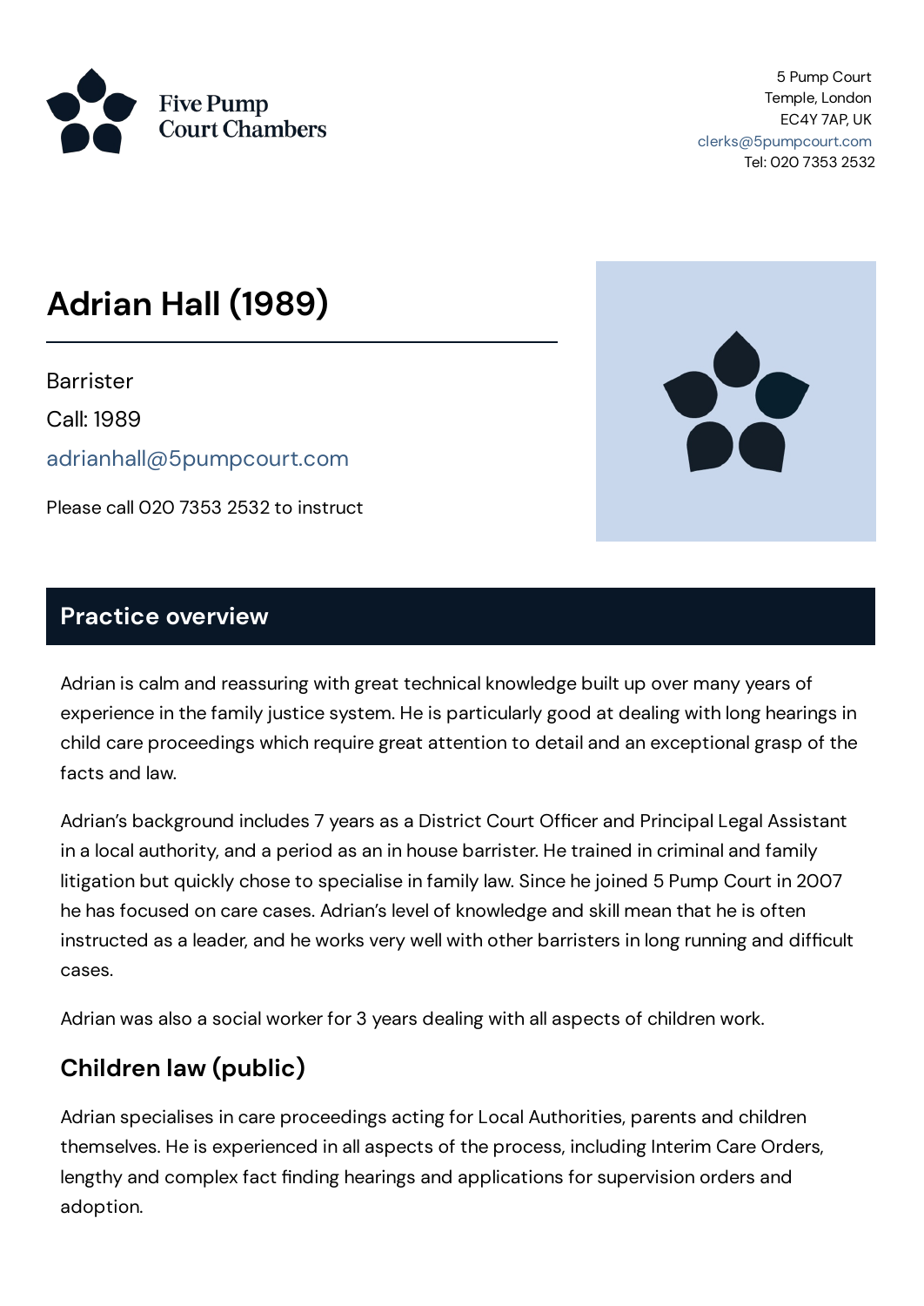Five Pump Court Chambers

5 Pump Court
Temple, London
EC4Y 7AP, UK
clerks@5pumpcourt.com
Tel: 020 7353 2532

# Adrian Hall (1989)

Barrister

Call: 1989

adrianhall@5pumpcourt.com

Please call 020 7353 2532 to instruct

## Practice overview

Adrian is calm and reassuring with great technical knowledge built up over many years of experience in the family justice system. He is particularly good at dealing with long hearings in child care proceedings which require great attention to detail and an exceptional grasp of the facts and law.

Adrian's background includes 7 years as a District Court Officer and Principal Legal Assistant in a local authority, and a period as an in house barrister. He trained in criminal and family litigation but quickly chose to specialise in family law. Since he joined 5 Pump Court in 2007 he has focused on care cases. Adrian's level of knowledge and skill mean that he is often instructed as a leader, and he works very well with other barristers in long running and difficult cases.

Adrian was also a social worker for 3 years dealing with all aspects of children work.

### Children law (public)

Adrian specialises in care proceedings acting for Local Authorities, parents and children themselves. He is experienced in all aspects of the process, including Interim Care Orders, lengthy and complex fact finding hearings and applications for supervision orders and adoption.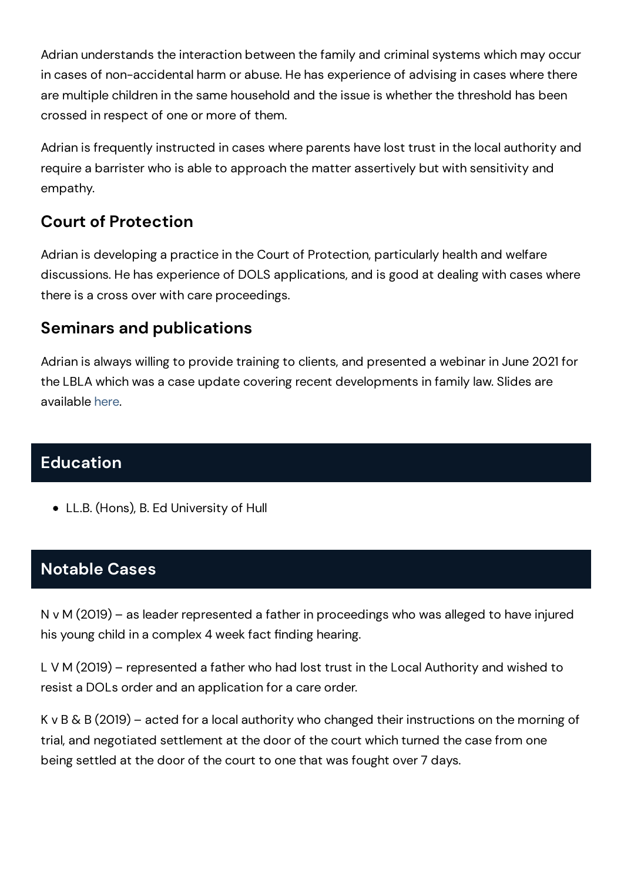Adrian understands the interaction between the family and criminal systems which may occur in cases of non-accidental harm or abuse. He has experience of advising in cases where there are multiple children in the same household and the issue is whether the threshold has been crossed in respect of one or more of them.

Adrian is frequently instructed in cases where parents have lost trust in the local authority and require a barrister who is able to approach the matter assertively but with sensitivity and empathy.

### Court of Protection

Adrian is developing a practice in the Court of Protection, particularly health and welfare discussions. He has experience of DOLS applications, and is good at dealing with cases where there is a cross over with care proceedings.

### Seminars and publications

Adrian is always willing to provide training to clients, and presented a webinar in June 2021 for the LBLA which was a case update covering recent developments in family law. Slides are available here.

## Education

- LL.B. (Hons), B. Ed University of Hull

## Notable Cases

N v M (2019) – as leader represented a father in proceedings who was alleged to have injured his young child in a complex 4 week fact finding hearing.

L V M (2019) – represented a father who had lost trust in the Local Authority and wished to resist a DOLs order and an application for a care order.

K v B & B (2019) – acted for a local authority who changed their instructions on the morning of trial, and negotiated settlement at the door of the court which turned the case from one being settled at the door of the court to one that was fought over 7 days.